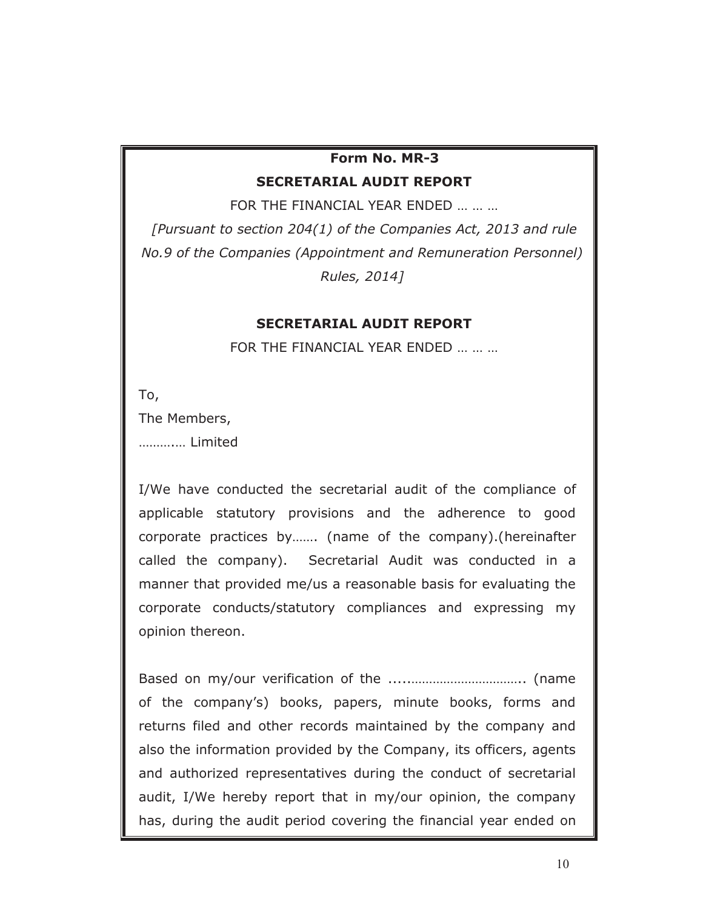**Form No. MR-3**

**SECRETARIAL AUDIT REPORT**

FOR THE FINANCIAL YEAR ENDED … … …

*[Pursuant to section 204(1) of the Companies Act, 2013 and rule No.9 of the Companies (Appointment and Remuneration Personnel) Rules, 2014]*

**SECRETARIAL AUDIT REPORT**

FOR THE FINANCIAL YEAR ENDED … … …

To,
The Members,
……….… Limited

I/We have conducted the secretarial audit of the compliance of applicable statutory provisions and the adherence to good corporate practices by……. (name of the company).(hereinafter called the company). Secretarial Audit was conducted in a manner that provided me/us a reasonable basis for evaluating the corporate conducts/statutory compliances and expressing my opinion thereon.

Based on my/our verification of the .....………………………….. (name of the company's) books, papers, minute books, forms and returns filed and other records maintained by the company and also the information provided by the Company, its officers, agents and authorized representatives during the conduct of secretarial audit, I/We hereby report that in my/our opinion, the company has, during the audit period covering the financial year ended on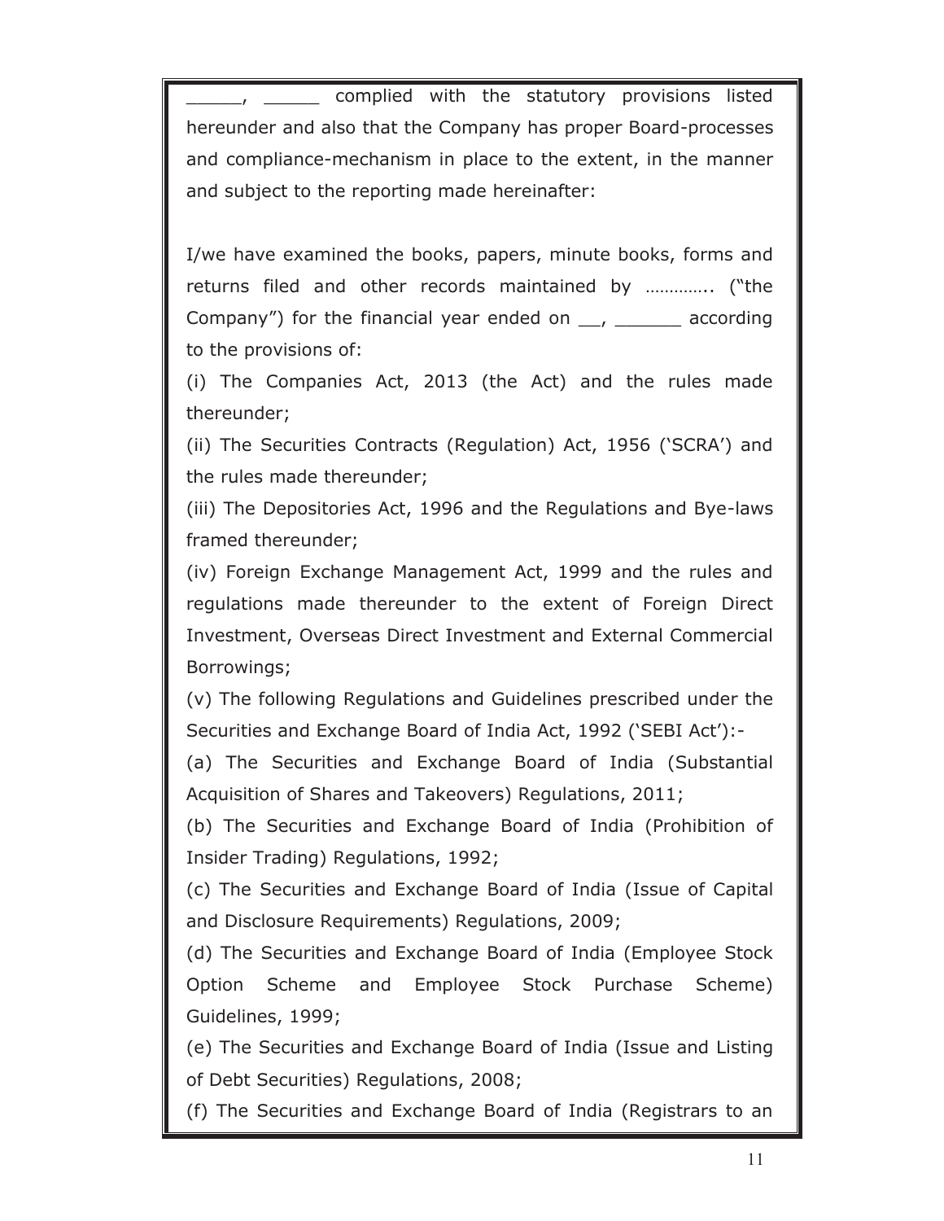_____, _____ complied with the statutory provisions listed hereunder and also that the Company has proper Board-processes and compliance-mechanism in place to the extent, in the manner and subject to the reporting made hereinafter:

I/we have examined the books, papers, minute books, forms and returns filed and other records maintained by ………….. ("the Company") for the financial year ended on __, ______ according to the provisions of:

(i) The Companies Act, 2013 (the Act) and the rules made thereunder;

(ii) The Securities Contracts (Regulation) Act, 1956 ('SCRA') and the rules made thereunder;

(iii) The Depositories Act, 1996 and the Regulations and Bye-laws framed thereunder;

(iv) Foreign Exchange Management Act, 1999 and the rules and regulations made thereunder to the extent of Foreign Direct Investment, Overseas Direct Investment and External Commercial Borrowings;

(v) The following Regulations and Guidelines prescribed under the Securities and Exchange Board of India Act, 1992 ('SEBI Act'):-

(a) The Securities and Exchange Board of India (Substantial Acquisition of Shares and Takeovers) Regulations, 2011;

(b) The Securities and Exchange Board of India (Prohibition of Insider Trading) Regulations, 1992;

(c) The Securities and Exchange Board of India (Issue of Capital and Disclosure Requirements) Regulations, 2009;

(d) The Securities and Exchange Board of India (Employee Stock Option Scheme and Employee Stock Purchase Scheme) Guidelines, 1999;

(e) The Securities and Exchange Board of India (Issue and Listing of Debt Securities) Regulations, 2008;

(f) The Securities and Exchange Board of India (Registrars to an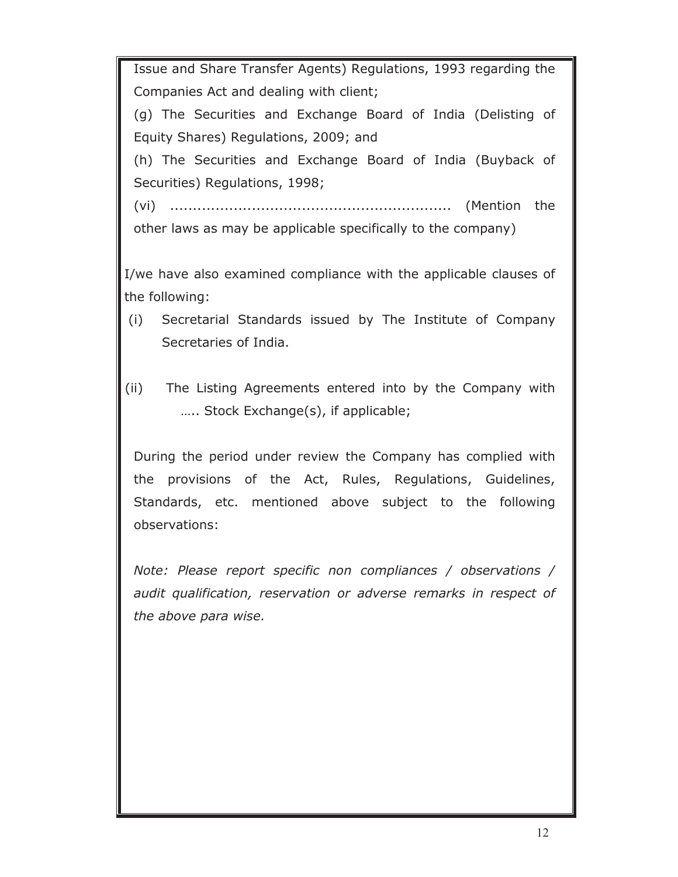Issue and Share Transfer Agents) Regulations, 1993 regarding the Companies Act and dealing with client;

(g) The Securities and Exchange Board of India (Delisting of Equity Shares) Regulations, 2009; and

(h) The Securities and Exchange Board of India (Buyback of Securities) Regulations, 1998;

(vi) ............................................................. (Mention the other laws as may be applicable specifically to the company)

I/we have also examined compliance with the applicable clauses of the following:

(i) Secretarial Standards issued by The Institute of Company Secretaries of India.

(ii) The Listing Agreements entered into by the Company with ….. Stock Exchange(s), if applicable;

During the period under review the Company has complied with the provisions of the Act, Rules, Regulations, Guidelines, Standards, etc. mentioned above subject to the following observations:

*Note: Please report specific non compliances / observations / audit qualification, reservation or adverse remarks in respect of the above para wise.*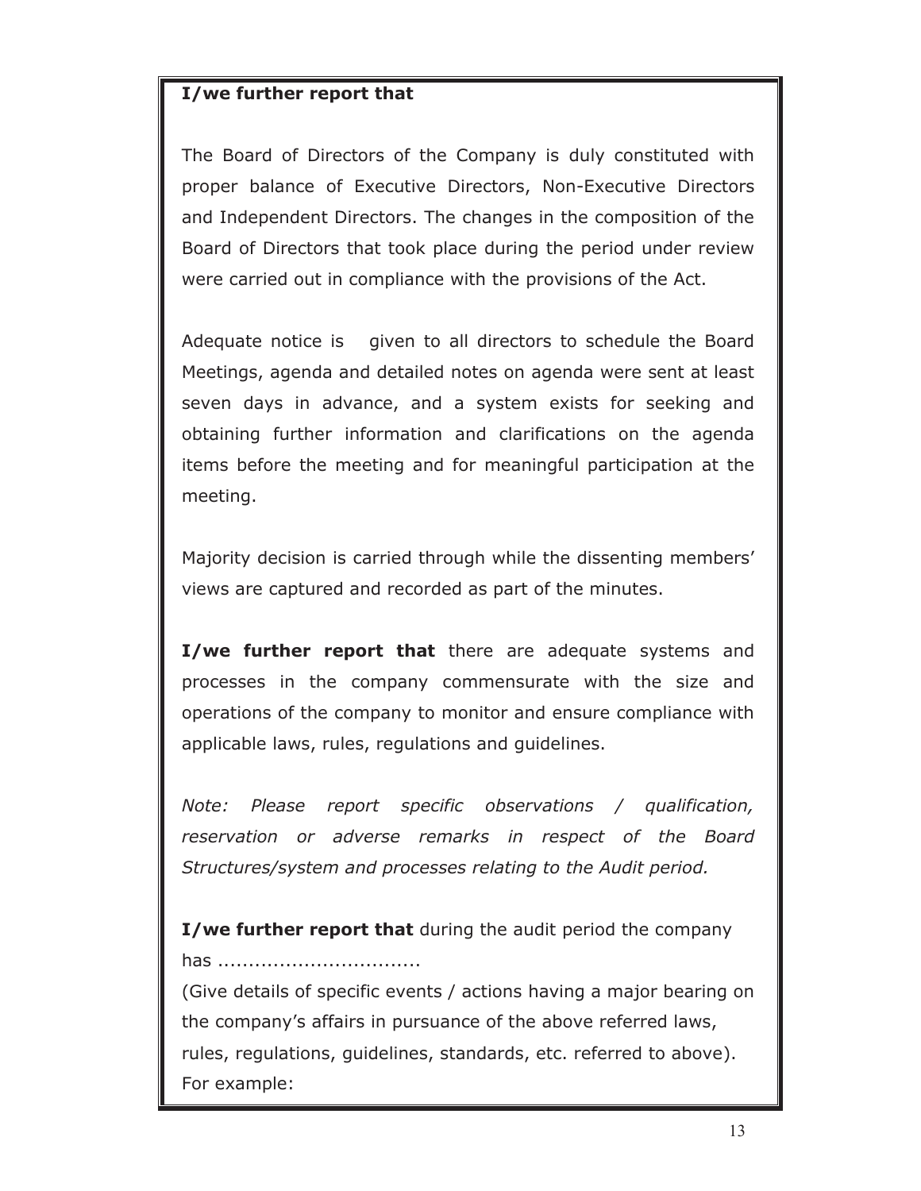**I/we further report that**

The Board of Directors of the Company is duly constituted with proper balance of Executive Directors, Non-Executive Directors and Independent Directors. The changes in the composition of the Board of Directors that took place during the period under review were carried out in compliance with the provisions of the Act.

Adequate notice is given to all directors to schedule the Board Meetings, agenda and detailed notes on agenda were sent at least seven days in advance, and a system exists for seeking and obtaining further information and clarifications on the agenda items before the meeting and for meaningful participation at the meeting.

Majority decision is carried through while the dissenting members' views are captured and recorded as part of the minutes.

**I/we further report that** there are adequate systems and processes in the company commensurate with the size and operations of the company to monitor and ensure compliance with applicable laws, rules, regulations and guidelines.

*Note: Please report specific observations / qualification, reservation or adverse remarks in respect of the Board Structures/system and processes relating to the Audit period.*

**I/we further report that** during the audit period the company has ................................

(Give details of specific events / actions having a major bearing on the company's affairs in pursuance of the above referred laws, rules, regulations, guidelines, standards, etc. referred to above). For example: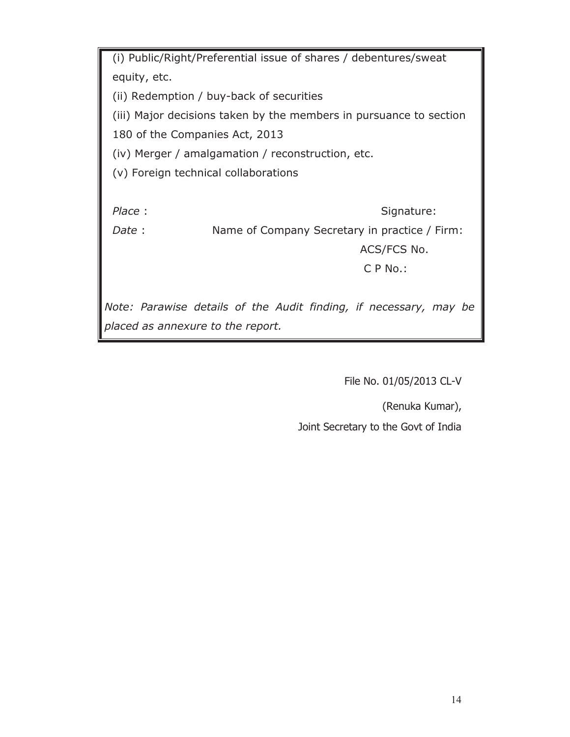(i) Public/Right/Preferential issue of shares / debentures/sweat equity, etc.

(ii) Redemption / buy-back of securities

(iii) Major decisions taken by the members in pursuance to section 180 of the Companies Act, 2013

(iv) Merger / amalgamation / reconstruction, etc.

(v) Foreign technical collaborations

*Place* : Signature:

*Date* : Name of Company Secretary in practice / Firm:

ACS/FCS No.

C P No.:

*Note: Parawise details of the Audit finding, if necessary, may be placed as annexure to the report.*

File No. 01/05/2013 CL-V

(Renuka Kumar),

Joint Secretary to the Govt of India